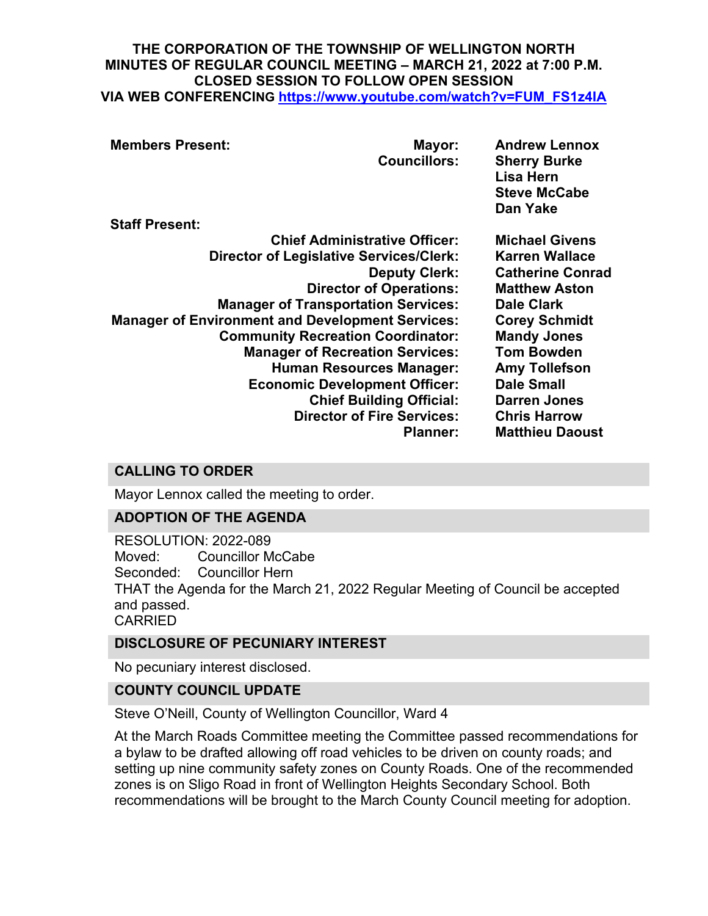**THE CORPORATION OF THE TOWNSHIP OF WELLINGTON NORTH**
**MINUTES OF REGULAR COUNCIL MEETING – MARCH 21, 2022 at 7:00 P.M.**
**CLOSED SESSION TO FOLLOW OPEN SESSION**
**VIA WEB CONFERENCING [https://www.youtube.com/watch?v=FUM_FS1z4IA](https://www.youtube.com/watch?v=FUM_FS1z4IA)**

| | | |
|---|---|---|
| **Members Present:** | **Mayor:** | **Andrew Lennox** |
| | **Councillors:** | **Sherry Burke** |
| | | **Lisa Hern** |
| | | **Steve McCabe** |
| | | **Dan Yake** |
| **Staff Present:** | | |
| | **Chief Administrative Officer:** | **Michael Givens** |
| | **Director of Legislative Services/Clerk:** | **Karren Wallace** |
| | **Deputy Clerk:** | **Catherine Conrad** |
| | **Director of Operations:** | **Matthew Aston** |
| | **Manager of Transportation Services:** | **Dale Clark** |
| | **Manager of Environment and Development Services:** | **Corey Schmidt** |
| | **Community Recreation Coordinator:** | **Mandy Jones** |
| | **Manager of Recreation Services:** | **Tom Bowden** |
| | **Human Resources Manager:** | **Amy Tollefson** |
| | **Economic Development Officer:** | **Dale Small** |
| | **Chief Building Official:** | **Darren Jones** |
| | **Director of Fire Services:** | **Chris Harrow** |
| | **Planner:** | **Matthieu Daoust** |

## CALLING TO ORDER

Mayor Lennox called the meeting to order.

## ADOPTION OF THE AGENDA

RESOLUTION: 2022-089
Moved: Councillor McCabe
Seconded: Councillor Hern
THAT the Agenda for the March 21, 2022 Regular Meeting of Council be accepted and passed.
CARRIED

## DISCLOSURE OF PECUNIARY INTEREST

No pecuniary interest disclosed.

## COUNTY COUNCIL UPDATE

Steve O'Neill, County of Wellington Councillor, Ward 4

At the March Roads Committee meeting the Committee passed recommendations for a bylaw to be drafted allowing off road vehicles to be driven on county roads; and setting up nine community safety zones on County Roads. One of the recommended zones is on Sligo Road in front of Wellington Heights Secondary School. Both recommendations will be brought to the March County Council meeting for adoption.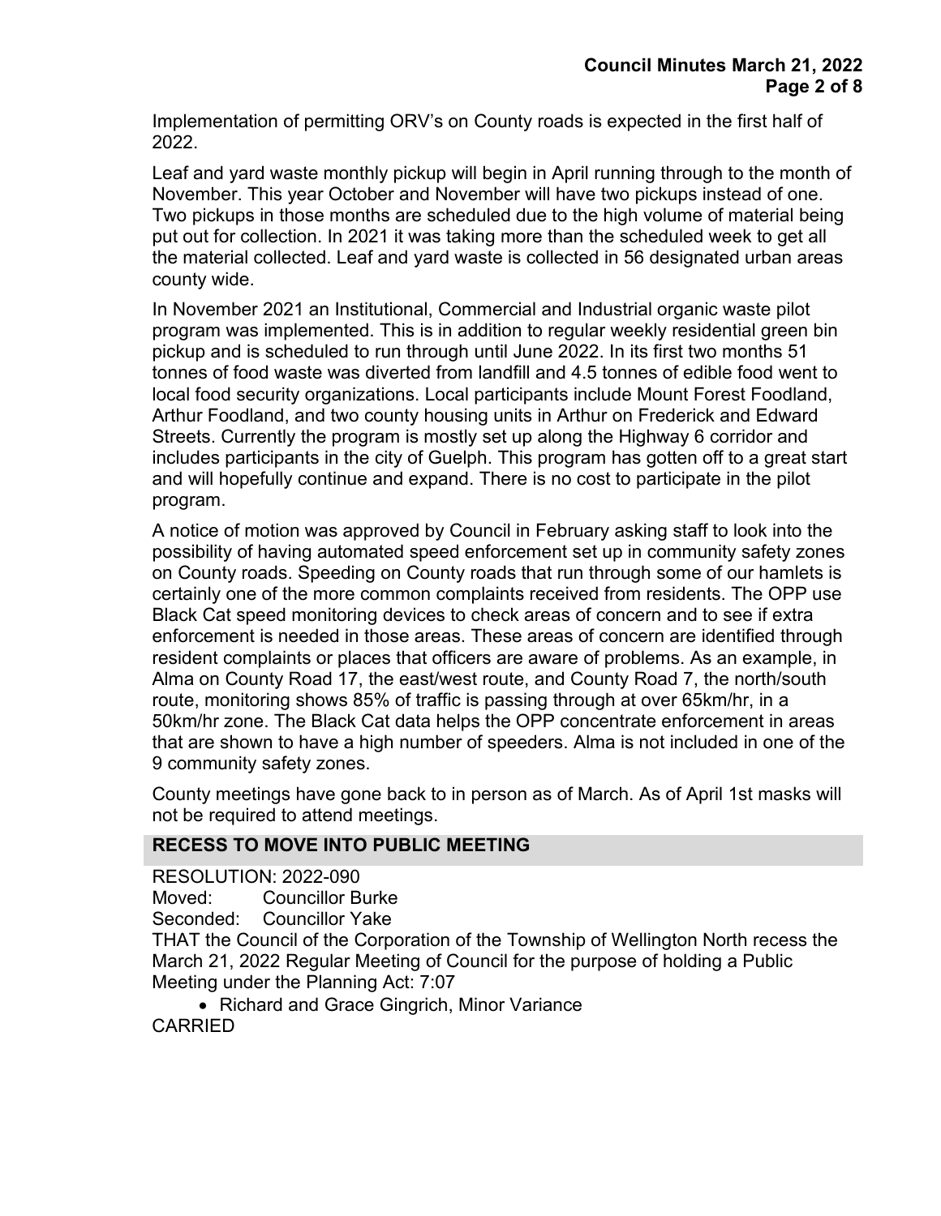Implementation of permitting ORV's on County roads is expected in the first half of 2022.

Leaf and yard waste monthly pickup will begin in April running through to the month of November. This year October and November will have two pickups instead of one. Two pickups in those months are scheduled due to the high volume of material being put out for collection. In 2021 it was taking more than the scheduled week to get all the material collected. Leaf and yard waste is collected in 56 designated urban areas county wide.

In November 2021 an Institutional, Commercial and Industrial organic waste pilot program was implemented. This is in addition to regular weekly residential green bin pickup and is scheduled to run through until June 2022. In its first two months 51 tonnes of food waste was diverted from landfill and 4.5 tonnes of edible food went to local food security organizations. Local participants include Mount Forest Foodland, Arthur Foodland, and two county housing units in Arthur on Frederick and Edward Streets. Currently the program is mostly set up along the Highway 6 corridor and includes participants in the city of Guelph. This program has gotten off to a great start and will hopefully continue and expand. There is no cost to participate in the pilot program.

A notice of motion was approved by Council in February asking staff to look into the possibility of having automated speed enforcement set up in community safety zones on County roads. Speeding on County roads that run through some of our hamlets is certainly one of the more common complaints received from residents. The OPP use Black Cat speed monitoring devices to check areas of concern and to see if extra enforcement is needed in those areas. These areas of concern are identified through resident complaints or places that officers are aware of problems. As an example, in Alma on County Road 17, the east/west route, and County Road 7, the north/south route, monitoring shows 85% of traffic is passing through at over 65km/hr, in a 50km/hr zone. The Black Cat data helps the OPP concentrate enforcement in areas that are shown to have a high number of speeders. Alma is not included in one of the 9 community safety zones.

County meetings have gone back to in person as of March. As of April 1st masks will not be required to attend meetings.

## RECESS TO MOVE INTO PUBLIC MEETING

RESOLUTION: 2022-090
Moved: Councillor Burke
Seconded: Councillor Yake
THAT the Council of the Corporation of the Township of Wellington North recess the March 21, 2022 Regular Meeting of Council for the purpose of holding a Public Meeting under the Planning Act: 7:07

- Richard and Grace Gingrich, Minor Variance

CARRIED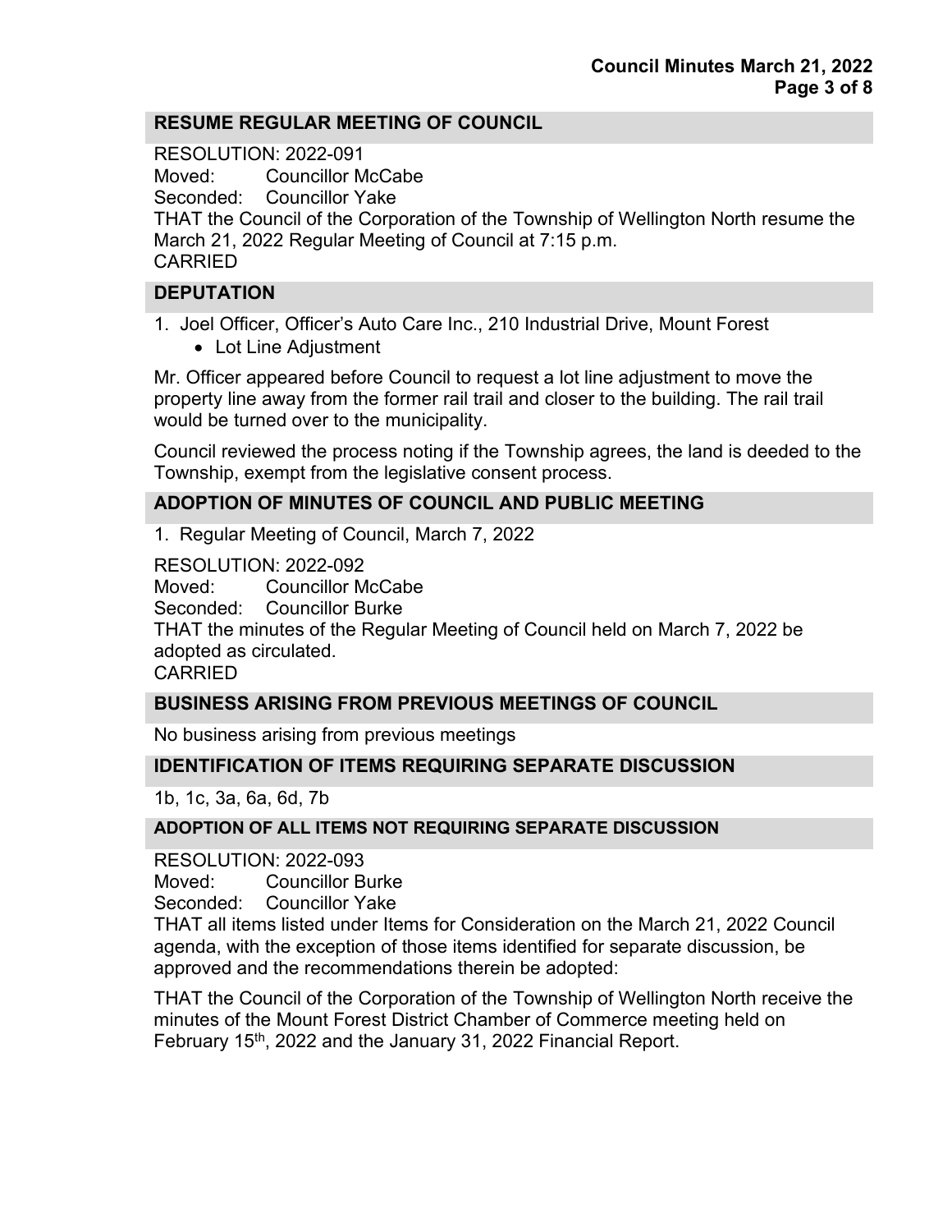## RESUME REGULAR MEETING OF COUNCIL

RESOLUTION: 2022-091
Moved: Councillor McCabe
Seconded: Councillor Yake
THAT the Council of the Corporation of the Township of Wellington North resume the March 21, 2022 Regular Meeting of Council at 7:15 p.m.
CARRIED

## DEPUTATION

1. Joel Officer, Officer's Auto Care Inc., 210 Industrial Drive, Mount Forest
   - Lot Line Adjustment

Mr. Officer appeared before Council to request a lot line adjustment to move the property line away from the former rail trail and closer to the building. The rail trail would be turned over to the municipality.

Council reviewed the process noting if the Township agrees, the land is deeded to the Township, exempt from the legislative consent process.

## ADOPTION OF MINUTES OF COUNCIL AND PUBLIC MEETING

1. Regular Meeting of Council, March 7, 2022

RESOLUTION: 2022-092
Moved: Councillor McCabe
Seconded: Councillor Burke
THAT the minutes of the Regular Meeting of Council held on March 7, 2022 be adopted as circulated.
CARRIED

## BUSINESS ARISING FROM PREVIOUS MEETINGS OF COUNCIL

No business arising from previous meetings

## IDENTIFICATION OF ITEMS REQUIRING SEPARATE DISCUSSION

1b, 1c, 3a, 6a, 6d, 7b

## ADOPTION OF ALL ITEMS NOT REQUIRING SEPARATE DISCUSSION

RESOLUTION: 2022-093
Moved: Councillor Burke
Seconded: Councillor Yake
THAT all items listed under Items for Consideration on the March 21, 2022 Council agenda, with the exception of those items identified for separate discussion, be approved and the recommendations therein be adopted:

THAT the Council of the Corporation of the Township of Wellington North receive the minutes of the Mount Forest District Chamber of Commerce meeting held on February 15th, 2022 and the January 31, 2022 Financial Report.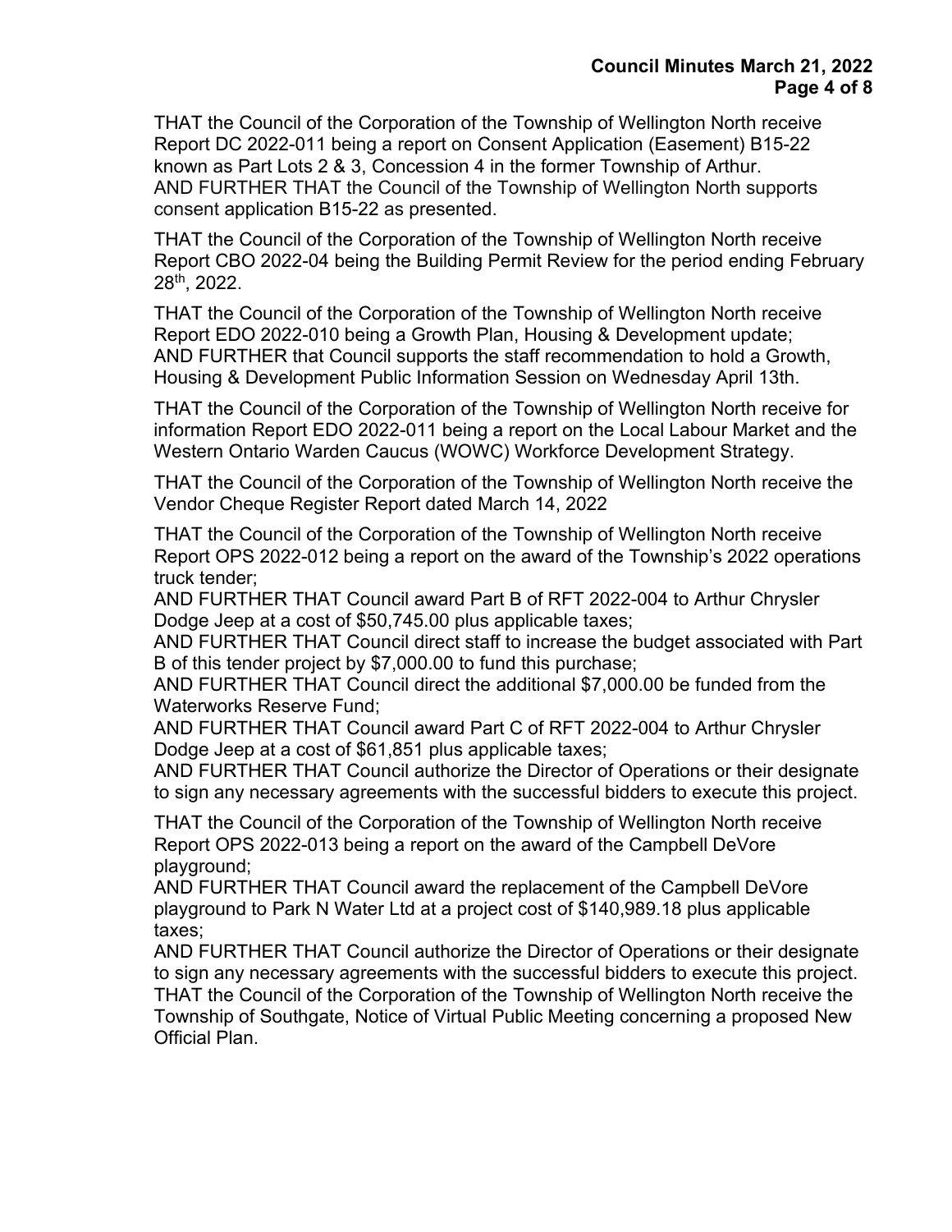THAT the Council of the Corporation of the Township of Wellington North receive Report DC 2022-011 being a report on Consent Application (Easement) B15-22 known as Part Lots 2 & 3, Concession 4 in the former Township of Arthur.
AND FURTHER THAT the Council of the Township of Wellington North supports consent application B15-22 as presented.

THAT the Council of the Corporation of the Township of Wellington North receive Report CBO 2022-04 being the Building Permit Review for the period ending February 28th, 2022.

THAT the Council of the Corporation of the Township of Wellington North receive Report EDO 2022-010 being a Growth Plan, Housing & Development update;
AND FURTHER that Council supports the staff recommendation to hold a Growth, Housing & Development Public Information Session on Wednesday April 13th.

THAT the Council of the Corporation of the Township of Wellington North receive for information Report EDO 2022-011 being a report on the Local Labour Market and the Western Ontario Warden Caucus (WOWC) Workforce Development Strategy.

THAT the Council of the Corporation of the Township of Wellington North receive the Vendor Cheque Register Report dated March 14, 2022

THAT the Council of the Corporation of the Township of Wellington North receive Report OPS 2022-012 being a report on the award of the Township's 2022 operations truck tender;
AND FURTHER THAT Council award Part B of RFT 2022-004 to Arthur Chrysler Dodge Jeep at a cost of $50,745.00 plus applicable taxes;
AND FURTHER THAT Council direct staff to increase the budget associated with Part B of this tender project by $7,000.00 to fund this purchase;
AND FURTHER THAT Council direct the additional $7,000.00 be funded from the Waterworks Reserve Fund;
AND FURTHER THAT Council award Part C of RFT 2022-004 to Arthur Chrysler Dodge Jeep at a cost of $61,851 plus applicable taxes;
AND FURTHER THAT Council authorize the Director of Operations or their designate to sign any necessary agreements with the successful bidders to execute this project.

THAT the Council of the Corporation of the Township of Wellington North receive Report OPS 2022-013 being a report on the award of the Campbell DeVore playground;
AND FURTHER THAT Council award the replacement of the Campbell DeVore playground to Park N Water Ltd at a project cost of $140,989.18 plus applicable taxes;
AND FURTHER THAT Council authorize the Director of Operations or their designate to sign any necessary agreements with the successful bidders to execute this project.
THAT the Council of the Corporation of the Township of Wellington North receive the Township of Southgate, Notice of Virtual Public Meeting concerning a proposed New Official Plan.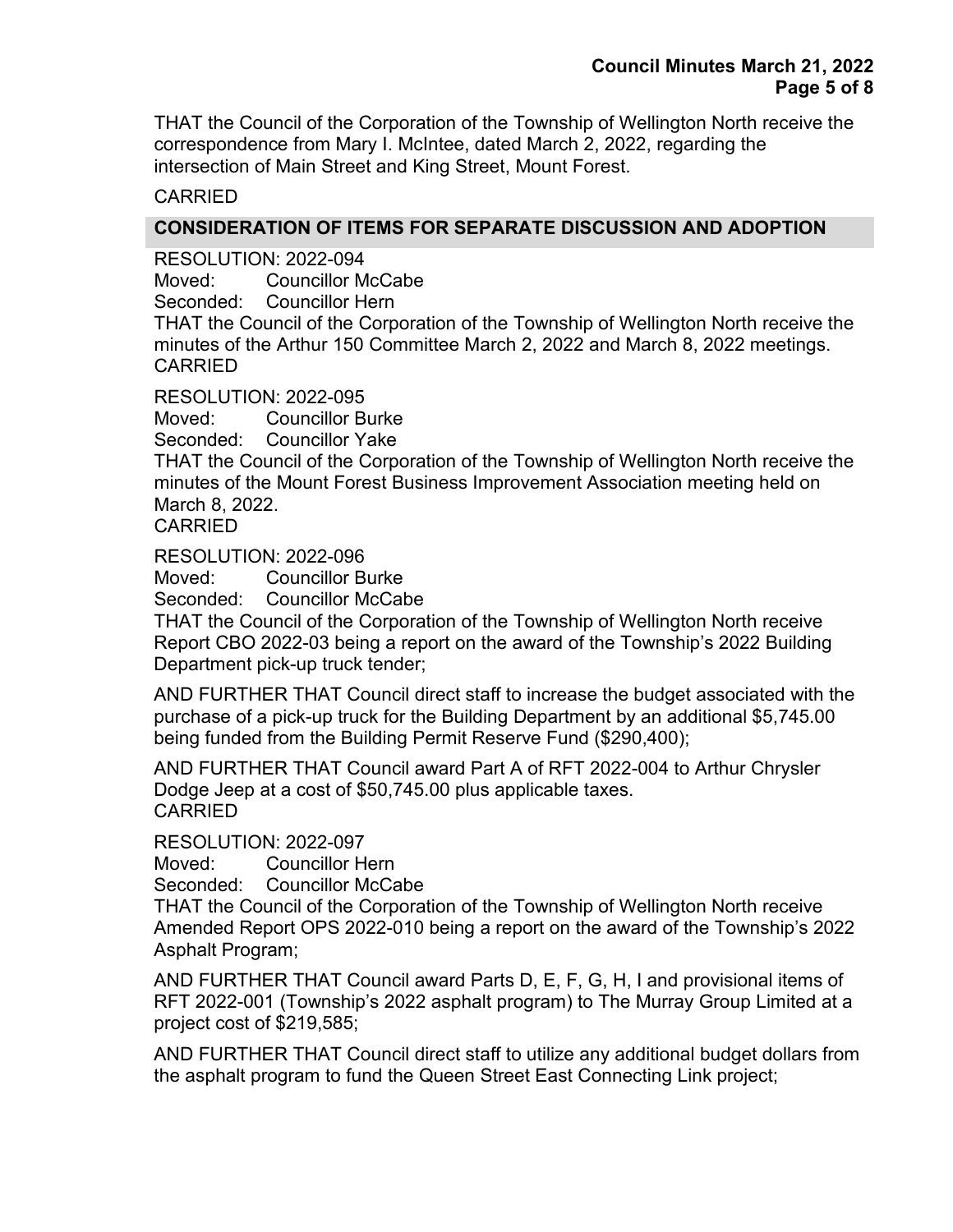THAT the Council of the Corporation of the Township of Wellington North receive the correspondence from Mary I. McIntee, dated March 2, 2022, regarding the intersection of Main Street and King Street, Mount Forest.

CARRIED

## CONSIDERATION OF ITEMS FOR SEPARATE DISCUSSION AND ADOPTION

RESOLUTION: 2022-094
Moved: Councillor McCabe
Seconded: Councillor Hern
THAT the Council of the Corporation of the Township of Wellington North receive the minutes of the Arthur 150 Committee March 2, 2022 and March 8, 2022 meetings.
CARRIED

RESOLUTION: 2022-095
Moved: Councillor Burke
Seconded: Councillor Yake
THAT the Council of the Corporation of the Township of Wellington North receive the minutes of the Mount Forest Business Improvement Association meeting held on March 8, 2022.
CARRIED

RESOLUTION: 2022-096
Moved: Councillor Burke
Seconded: Councillor McCabe
THAT the Council of the Corporation of the Township of Wellington North receive Report CBO 2022-03 being a report on the award of the Township's 2022 Building Department pick-up truck tender;

AND FURTHER THAT Council direct staff to increase the budget associated with the purchase of a pick-up truck for the Building Department by an additional $5,745.00 being funded from the Building Permit Reserve Fund ($290,400);

AND FURTHER THAT Council award Part A of RFT 2022-004 to Arthur Chrysler Dodge Jeep at a cost of $50,745.00 plus applicable taxes.
CARRIED

RESOLUTION: 2022-097
Moved: Councillor Hern
Seconded: Councillor McCabe
THAT the Council of the Corporation of the Township of Wellington North receive Amended Report OPS 2022-010 being a report on the award of the Township's 2022 Asphalt Program;

AND FURTHER THAT Council award Parts D, E, F, G, H, I and provisional items of RFT 2022-001 (Township's 2022 asphalt program) to The Murray Group Limited at a project cost of $219,585;

AND FURTHER THAT Council direct staff to utilize any additional budget dollars from the asphalt program to fund the Queen Street East Connecting Link project;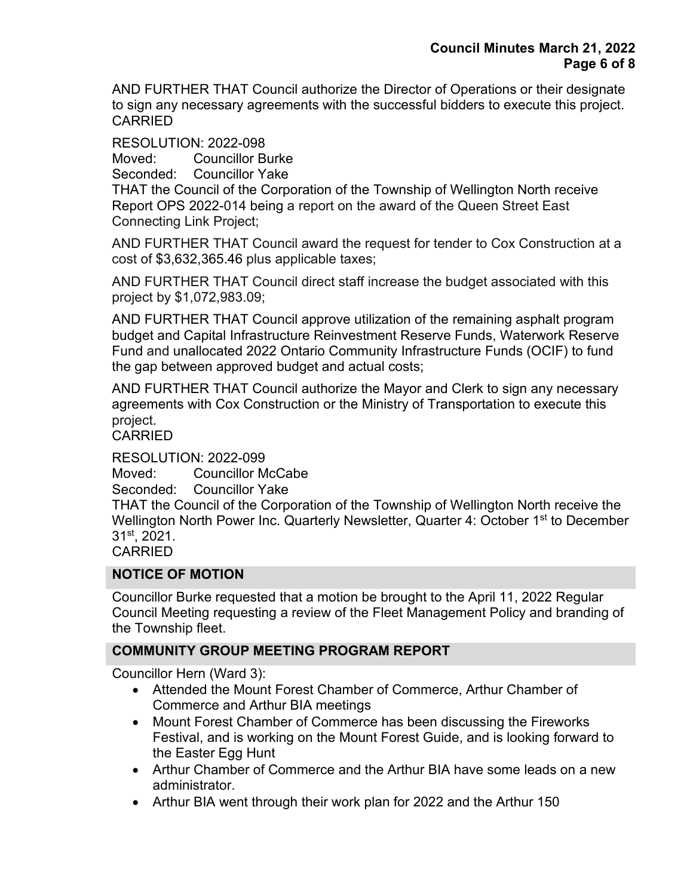AND FURTHER THAT Council authorize the Director of Operations or their designate to sign any necessary agreements with the successful bidders to execute this project.
CARRIED

RESOLUTION: 2022-098
Moved: Councillor Burke
Seconded: Councillor Yake
THAT the Council of the Corporation of the Township of Wellington North receive Report OPS 2022-014 being a report on the award of the Queen Street East Connecting Link Project;

AND FURTHER THAT Council award the request for tender to Cox Construction at a cost of $3,632,365.46 plus applicable taxes;

AND FURTHER THAT Council direct staff increase the budget associated with this project by $1,072,983.09;

AND FURTHER THAT Council approve utilization of the remaining asphalt program budget and Capital Infrastructure Reinvestment Reserve Funds, Waterwork Reserve Fund and unallocated 2022 Ontario Community Infrastructure Funds (OCIF) to fund the gap between approved budget and actual costs;

AND FURTHER THAT Council authorize the Mayor and Clerk to sign any necessary agreements with Cox Construction or the Ministry of Transportation to execute this project.
CARRIED

RESOLUTION: 2022-099
Moved: Councillor McCabe
Seconded: Councillor Yake
THAT the Council of the Corporation of the Township of Wellington North receive the Wellington North Power Inc. Quarterly Newsletter, Quarter 4: October 1st to December 31st, 2021.
CARRIED

## NOTICE OF MOTION

Councillor Burke requested that a motion be brought to the April 11, 2022 Regular Council Meeting requesting a review of the Fleet Management Policy and branding of the Township fleet.

## COMMUNITY GROUP MEETING PROGRAM REPORT

Councillor Hern (Ward 3):

- Attended the Mount Forest Chamber of Commerce, Arthur Chamber of Commerce and Arthur BIA meetings
- Mount Forest Chamber of Commerce has been discussing the Fireworks Festival, and is working on the Mount Forest Guide, and is looking forward to the Easter Egg Hunt
- Arthur Chamber of Commerce and the Arthur BIA have some leads on a new administrator.
- Arthur BIA went through their work plan for 2022 and the Arthur 150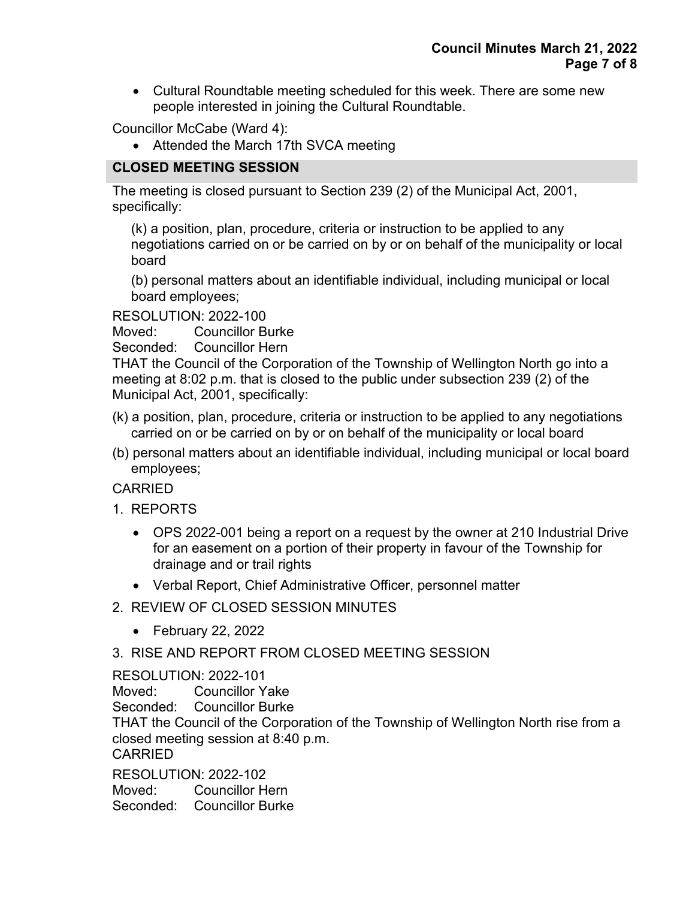- Cultural Roundtable meeting scheduled for this week. There are some new people interested in joining the Cultural Roundtable.

Councillor McCabe (Ward 4):

- Attended the March 17th SVCA meeting

## CLOSED MEETING SESSION

The meeting is closed pursuant to Section 239 (2) of the Municipal Act, 2001, specifically:

(k) a position, plan, procedure, criteria or instruction to be applied to any negotiations carried on or be carried on by or on behalf of the municipality or local board

(b) personal matters about an identifiable individual, including municipal or local board employees;

RESOLUTION: 2022-100
Moved: Councillor Burke
Seconded: Councillor Hern
THAT the Council of the Corporation of the Township of Wellington North go into a meeting at 8:02 p.m. that is closed to the public under subsection 239 (2) of the Municipal Act, 2001, specifically:

(k) a position, plan, procedure, criteria or instruction to be applied to any negotiations carried on or be carried on by or on behalf of the municipality or local board

(b) personal matters about an identifiable individual, including municipal or local board employees;

CARRIED

1. REPORTS
   - OPS 2022-001 being a report on a request by the owner at 210 Industrial Drive for an easement on a portion of their property in favour of the Township for drainage and or trail rights
   - Verbal Report, Chief Administrative Officer, personnel matter
2. REVIEW OF CLOSED SESSION MINUTES
   - February 22, 2022
3. RISE AND REPORT FROM CLOSED MEETING SESSION

RESOLUTION: 2022-101
Moved: Councillor Yake
Seconded: Councillor Burke
THAT the Council of the Corporation of the Township of Wellington North rise from a closed meeting session at 8:40 p.m.
CARRIED

RESOLUTION: 2022-102
Moved: Councillor Hern
Seconded: Councillor Burke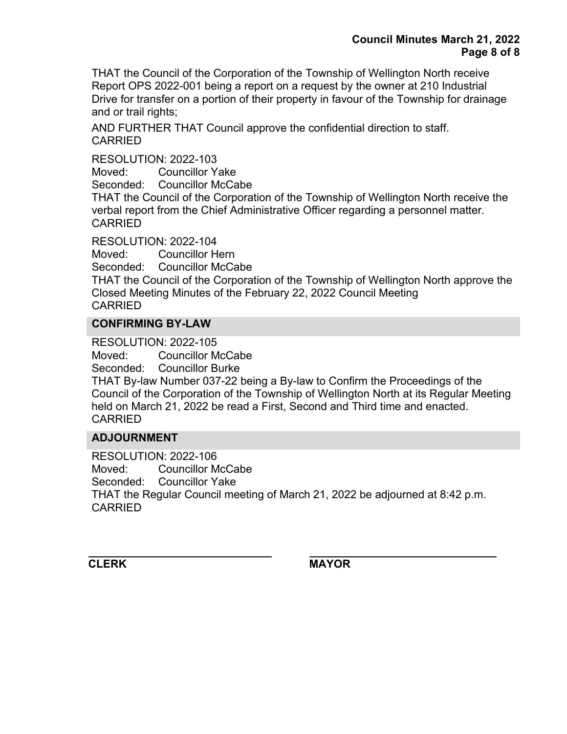THAT the Council of the Corporation of the Township of Wellington North receive Report OPS 2022-001 being a report on a request by the owner at 210 Industrial Drive for transfer on a portion of their property in favour of the Township for drainage and or trail rights;

AND FURTHER THAT Council approve the confidential direction to staff.
CARRIED

RESOLUTION: 2022-103
Moved: Councillor Yake
Seconded: Councillor McCabe
THAT the Council of the Corporation of the Township of Wellington North receive the verbal report from the Chief Administrative Officer regarding a personnel matter.
CARRIED

RESOLUTION: 2022-104
Moved: Councillor Hern
Seconded: Councillor McCabe
THAT the Council of the Corporation of the Township of Wellington North approve the Closed Meeting Minutes of the February 22, 2022 Council Meeting
CARRIED

## CONFIRMING BY-LAW

RESOLUTION: 2022-105
Moved: Councillor McCabe
Seconded: Councillor Burke
THAT By-law Number 037-22 being a By-law to Confirm the Proceedings of the Council of the Corporation of the Township of Wellington North at its Regular Meeting held on March 21, 2022 be read a First, Second and Third time and enacted.
CARRIED

## ADJOURNMENT

RESOLUTION: 2022-106
Moved: Councillor McCabe
Seconded: Councillor Yake
THAT the Regular Council meeting of March 21, 2022 be adjourned at 8:42 p.m.
CARRIED

______________________________ ______________________________

**CLERK** **MAYOR**